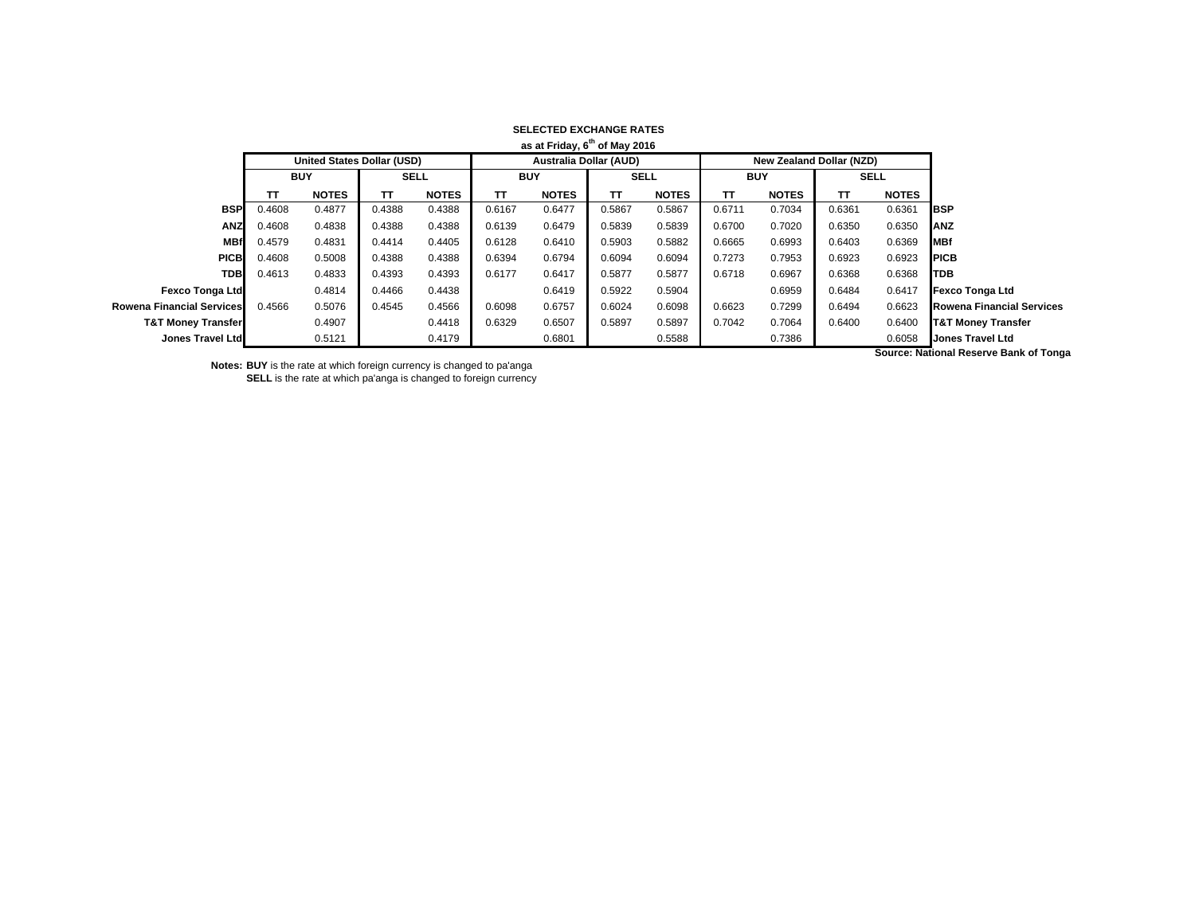**SELECTED EXCHANGE RATES**

**as at Friday, 6th of May 2016**

| | United States Dollar (USD) | | | | Australia Dollar (AUD) | | | | New Zealand Dollar (NZD) | | | | |
|---|---|---|---|---|---|---|---|---|---|---|---|---|---|
| | BUY | | SELL | | BUY | | SELL | | BUY | | SELL | | |
| | TT | NOTES | TT | NOTES | TT | NOTES | TT | NOTES | TT | NOTES | TT | NOTES | |
| **BSP** | 0.4608 | 0.4877 | 0.4388 | 0.4388 | 0.6167 | 0.6477 | 0.5867 | 0.5867 | 0.6711 | 0.7034 | 0.6361 | 0.6361 | **BSP** |
| **ANZ** | 0.4608 | 0.4838 | 0.4388 | 0.4388 | 0.6139 | 0.6479 | 0.5839 | 0.5839 | 0.6700 | 0.7020 | 0.6350 | 0.6350 | **ANZ** |
| **MBf** | 0.4579 | 0.4831 | 0.4414 | 0.4405 | 0.6128 | 0.6410 | 0.5903 | 0.5882 | 0.6665 | 0.6993 | 0.6403 | 0.6369 | **MBf** |
| **PICB** | 0.4608 | 0.5008 | 0.4388 | 0.4388 | 0.6394 | 0.6794 | 0.6094 | 0.6094 | 0.7273 | 0.7953 | 0.6923 | 0.6923 | **PICB** |
| **TDB** | 0.4613 | 0.4833 | 0.4393 | 0.4393 | 0.6177 | 0.6417 | 0.5877 | 0.5877 | 0.6718 | 0.6967 | 0.6368 | 0.6368 | **TDB** |
| **Fexco Tonga Ltd** | | 0.4814 | 0.4466 | 0.4438 | | 0.6419 | 0.5922 | 0.5904 | | 0.6959 | 0.6484 | 0.6417 | **Fexco Tonga Ltd** |
| **Rowena Financial Services** | 0.4566 | 0.5076 | 0.4545 | 0.4566 | 0.6098 | 0.6757 | 0.6024 | 0.6098 | 0.6623 | 0.7299 | 0.6494 | 0.6623 | **Rowena Financial Services** |
| **T&T Money Transfer** | | 0.4907 | | 0.4418 | 0.6329 | 0.6507 | 0.5897 | 0.5897 | 0.7042 | 0.7064 | 0.6400 | 0.6400 | **T&T Money Transfer** |
| **Jones Travel Ltd** | | 0.5121 | | 0.4179 | | 0.6801 | | 0.5588 | | 0.7386 | | 0.6058 | **Jones Travel Ltd** |

**Source: National Reserve Bank of Tonga**

**Notes: BUY** is the rate at which foreign currency is changed to pa'anga
**SELL** is the rate at which pa'anga is changed to foreign currency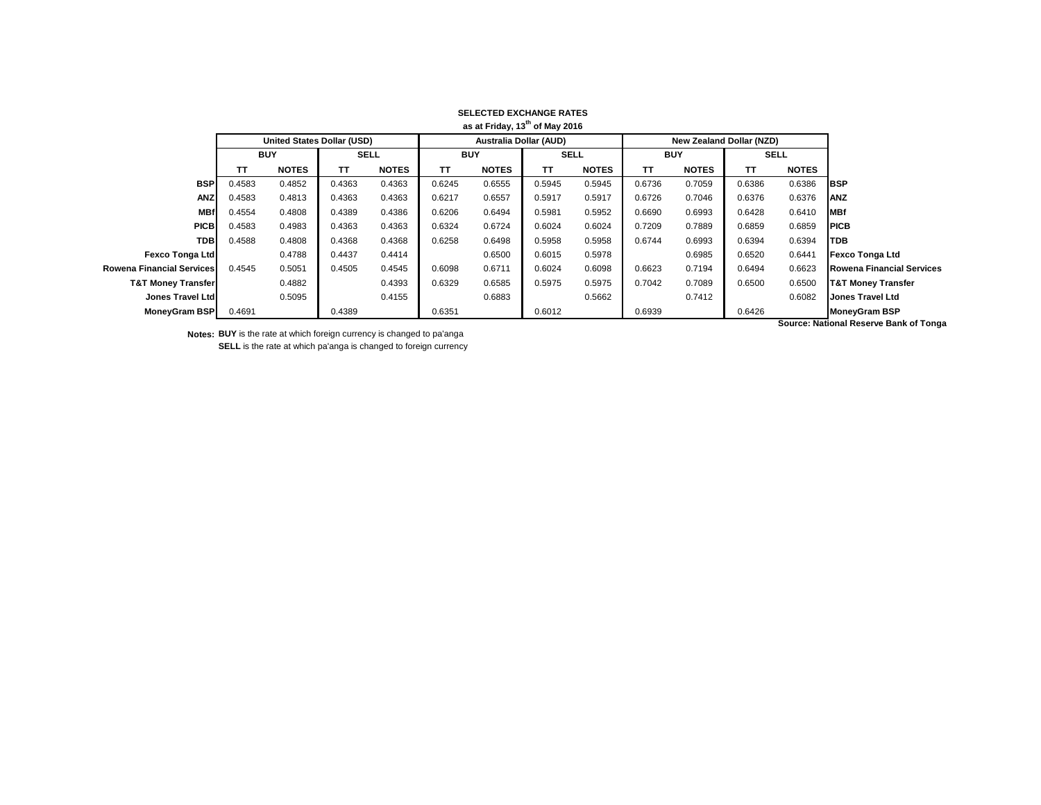**SELECTED EXCHANGE RATES**

**as at Friday, 13th of May 2016**

| | United States Dollar (USD) | | | | Australia Dollar (AUD) | | | | New Zealand Dollar (NZD) | | | | |
|---|---|---|---|---|---|---|---|---|---|---|---|---|---|
| | BUY | | SELL | | BUY | | SELL | | BUY | | SELL | | |
| | TT | NOTES | TT | NOTES | TT | NOTES | TT | NOTES | TT | NOTES | TT | NOTES | |
| **BSP** | 0.4583 | 0.4852 | 0.4363 | 0.4363 | 0.6245 | 0.6555 | 0.5945 | 0.5945 | 0.6736 | 0.7059 | 0.6386 | 0.6386 | **BSP** |
| **ANZ** | 0.4583 | 0.4813 | 0.4363 | 0.4363 | 0.6217 | 0.6557 | 0.5917 | 0.5917 | 0.6726 | 0.7046 | 0.6376 | 0.6376 | **ANZ** |
| **MBf** | 0.4554 | 0.4808 | 0.4389 | 0.4386 | 0.6206 | 0.6494 | 0.5981 | 0.5952 | 0.6690 | 0.6993 | 0.6428 | 0.6410 | **MBf** |
| **PICB** | 0.4583 | 0.4983 | 0.4363 | 0.4363 | 0.6324 | 0.6724 | 0.6024 | 0.6024 | 0.7209 | 0.7889 | 0.6859 | 0.6859 | **PICB** |
| **TDB** | 0.4588 | 0.4808 | 0.4368 | 0.4368 | 0.6258 | 0.6498 | 0.5958 | 0.5958 | 0.6744 | 0.6993 | 0.6394 | 0.6394 | **TDB** |
| **Fexco Tonga Ltd** | | 0.4788 | 0.4437 | 0.4414 | | 0.6500 | 0.6015 | 0.5978 | | 0.6985 | 0.6520 | 0.6441 | **Fexco Tonga Ltd** |
| **Rowena Financial Services** | 0.4545 | 0.5051 | 0.4505 | 0.4545 | 0.6098 | 0.6711 | 0.6024 | 0.6098 | 0.6623 | 0.7194 | 0.6494 | 0.6623 | **Rowena Financial Services** |
| **T&T Money Transfer** | | 0.4882 | | 0.4393 | 0.6329 | 0.6585 | 0.5975 | 0.5975 | 0.7042 | 0.7089 | 0.6500 | 0.6500 | **T&T Money Transfer** |
| **Jones Travel Ltd** | | 0.5095 | | 0.4155 | | 0.6883 | | 0.5662 | | 0.7412 | | 0.6082 | **Jones Travel Ltd** |
| **MoneyGram BSP** | 0.4691 | | 0.4389 | | 0.6351 | | 0.6012 | | 0.6939 | | 0.6426 | | **MoneyGram BSP** |

**Source: National Reserve Bank of Tonga**

**Notes:** **BUY** is the rate at which foreign currency is changed to pa'anga
**SELL** is the rate at which pa'anga is changed to foreign currency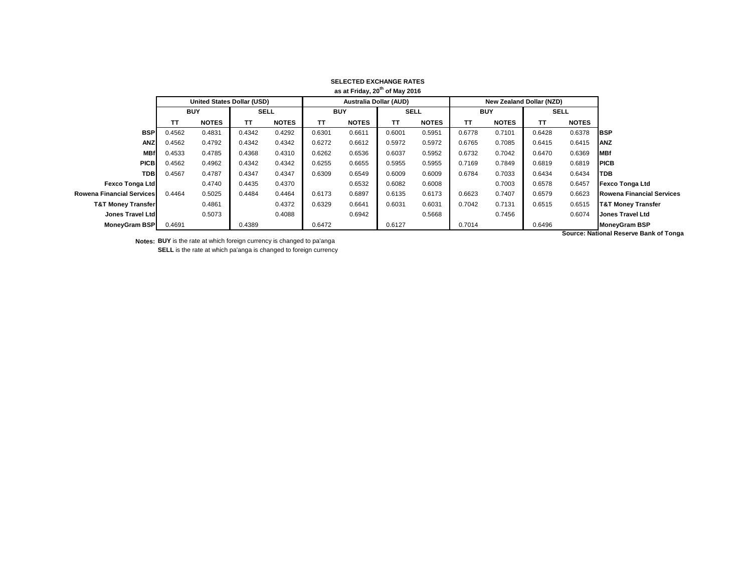**SELECTED EXCHANGE RATES**
**as at Friday, 20th of May 2016**

| | United States Dollar (USD) | | | | Australia Dollar (AUD) | | | | New Zealand Dollar (NZD) | | | | |
|---|---|---|---|---|---|---|---|---|---|---|---|---|---|
| | BUY | | SELL | | BUY | | SELL | | BUY | | SELL | | |
| | TT | NOTES | TT | NOTES | TT | NOTES | TT | NOTES | TT | NOTES | TT | NOTES | |
| **BSP** | 0.4562 | 0.4831 | 0.4342 | 0.4292 | 0.6301 | 0.6611 | 0.6001 | 0.5951 | 0.6778 | 0.7101 | 0.6428 | 0.6378 | **BSP** |
| **ANZ** | 0.4562 | 0.4792 | 0.4342 | 0.4342 | 0.6272 | 0.6612 | 0.5972 | 0.5972 | 0.6765 | 0.7085 | 0.6415 | 0.6415 | **ANZ** |
| **MBf** | 0.4533 | 0.4785 | 0.4368 | 0.4310 | 0.6262 | 0.6536 | 0.6037 | 0.5952 | 0.6732 | 0.7042 | 0.6470 | 0.6369 | **MBf** |
| **PICB** | 0.4562 | 0.4962 | 0.4342 | 0.4342 | 0.6255 | 0.6655 | 0.5955 | 0.5955 | 0.7169 | 0.7849 | 0.6819 | 0.6819 | **PICB** |
| **TDB** | 0.4567 | 0.4787 | 0.4347 | 0.4347 | 0.6309 | 0.6549 | 0.6009 | 0.6009 | 0.6784 | 0.7033 | 0.6434 | 0.6434 | **TDB** |
| **Fexco Tonga Ltd** | | 0.4740 | 0.4435 | 0.4370 | | 0.6532 | 0.6082 | 0.6008 | | 0.7003 | 0.6578 | 0.6457 | **Fexco Tonga Ltd** |
| **Rowena Financial Services** | 0.4464 | 0.5025 | 0.4484 | 0.4464 | 0.6173 | 0.6897 | 0.6135 | 0.6173 | 0.6623 | 0.7407 | 0.6579 | 0.6623 | **Rowena Financial Services** |
| **T&T Money Transfer** | | 0.4861 | | 0.4372 | 0.6329 | 0.6641 | 0.6031 | 0.6031 | 0.7042 | 0.7131 | 0.6515 | 0.6515 | **T&T Money Transfer** |
| **Jones Travel Ltd** | | 0.5073 | | 0.4088 | | 0.6942 | | 0.5668 | | 0.7456 | | 0.6074 | **Jones Travel Ltd** |
| **MoneyGram BSP** | 0.4691 | | 0.4389 | | 0.6472 | | 0.6127 | | 0.7014 | | 0.6496 | | **MoneyGram BSP** |

**Source: National Reserve Bank of Tonga**

**Notes:** **BUY** is the rate at which foreign currency is changed to pa'anga
**SELL** is the rate at which pa'anga is changed to foreign currency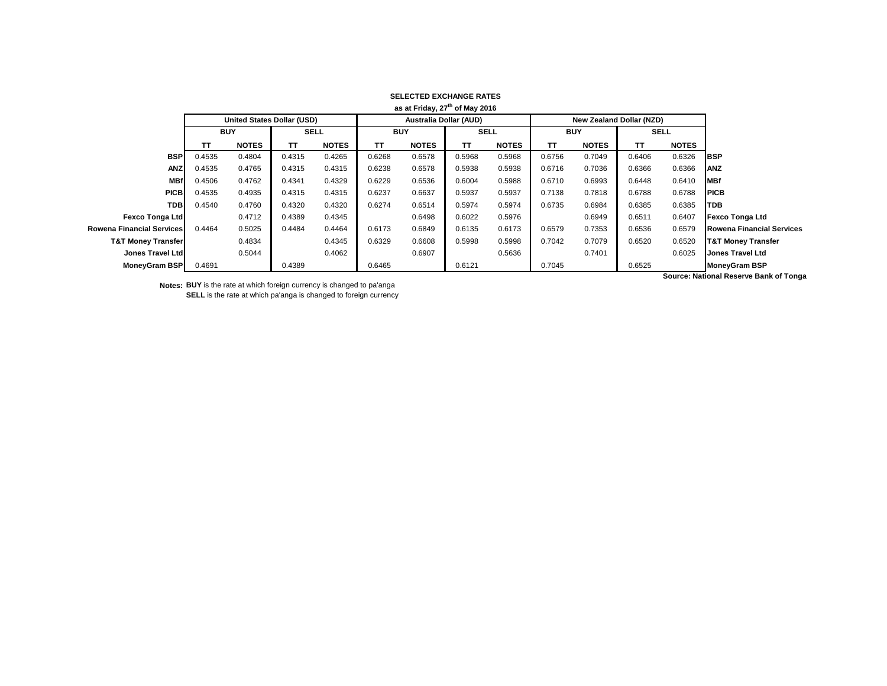**SELECTED EXCHANGE RATES**

**as at Friday, 27th of May 2016**

| | United States Dollar (USD) | | | | Australia Dollar (AUD) | | | | New Zealand Dollar (NZD) | | | | |
|---|---|---|---|---|---|---|---|---|---|---|---|---|---|
| | BUY | | SELL | | BUY | | SELL | | BUY | | SELL | | |
| | TT | NOTES | TT | NOTES | TT | NOTES | TT | NOTES | TT | NOTES | TT | NOTES | |
| **BSP** | 0.4535 | 0.4804 | 0.4315 | 0.4265 | 0.6268 | 0.6578 | 0.5968 | 0.5968 | 0.6756 | 0.7049 | 0.6406 | 0.6326 | **BSP** |
| **ANZ** | 0.4535 | 0.4765 | 0.4315 | 0.4315 | 0.6238 | 0.6578 | 0.5938 | 0.5938 | 0.6716 | 0.7036 | 0.6366 | 0.6366 | **ANZ** |
| **MBf** | 0.4506 | 0.4762 | 0.4341 | 0.4329 | 0.6229 | 0.6536 | 0.6004 | 0.5988 | 0.6710 | 0.6993 | 0.6448 | 0.6410 | **MBf** |
| **PICB** | 0.4535 | 0.4935 | 0.4315 | 0.4315 | 0.6237 | 0.6637 | 0.5937 | 0.5937 | 0.7138 | 0.7818 | 0.6788 | 0.6788 | **PICB** |
| **TDB** | 0.4540 | 0.4760 | 0.4320 | 0.4320 | 0.6274 | 0.6514 | 0.5974 | 0.5974 | 0.6735 | 0.6984 | 0.6385 | 0.6385 | **TDB** |
| **Fexco Tonga Ltd** | | 0.4712 | 0.4389 | 0.4345 | | 0.6498 | 0.6022 | 0.5976 | | 0.6949 | 0.6511 | 0.6407 | **Fexco Tonga Ltd** |
| **Rowena Financial Services** | 0.4464 | 0.5025 | 0.4484 | 0.4464 | 0.6173 | 0.6849 | 0.6135 | 0.6173 | 0.6579 | 0.7353 | 0.6536 | 0.6579 | **Rowena Financial Services** |
| **T&T Money Transfer** | | 0.4834 | | 0.4345 | 0.6329 | 0.6608 | 0.5998 | 0.5998 | 0.7042 | 0.7079 | 0.6520 | 0.6520 | **T&T Money Transfer** |
| **Jones Travel Ltd** | | 0.5044 | | 0.4062 | | 0.6907 | | 0.5636 | | 0.7401 | | 0.6025 | **Jones Travel Ltd** |
| **MoneyGram BSP** | 0.4691 | | 0.4389 | | 0.6465 | | 0.6121 | | 0.7045 | | 0.6525 | | **MoneyGram BSP** |

**Source: National Reserve Bank of Tonga**

**Notes:** **BUY** is the rate at which foreign currency is changed to pa'anga
**SELL** is the rate at which pa'anga is changed to foreign currency